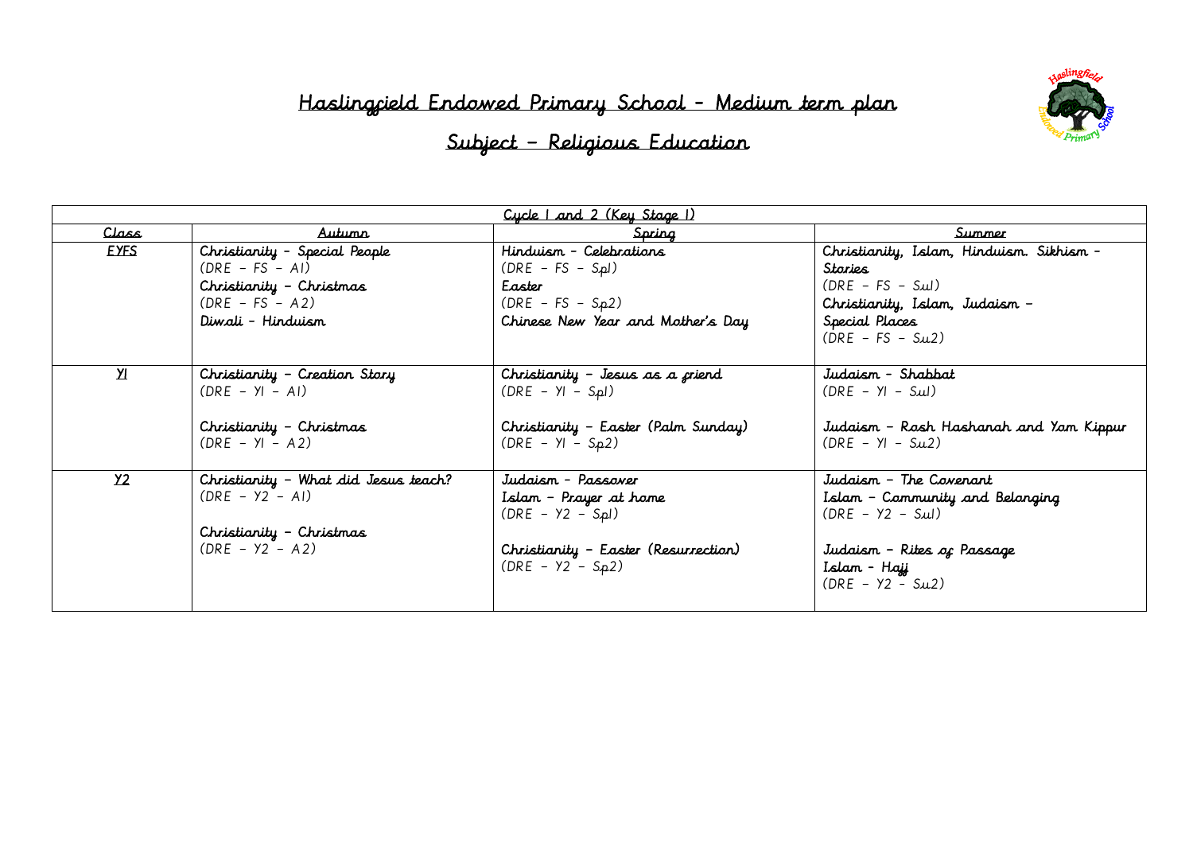# Haslingfield Endowed Primary School – Medium term plan

## Subject – Religious Education

| Cycle 1 and 2 (Key Stage 1) | | | |
|---|---|---|---|
| Class | Autumn | Spring | Summer |
| EYFS | Christianity - Special People<br>(DRE – FS – A1)<br>Christianity – Christmas<br>(DRE – FS – A2)<br>Diwali - Hinduism | Hinduism - Celebrations<br>(DRE – FS – Sp1)<br>Easter<br>(DRE – FS – Sp2)<br>Chinese New Year and Mother's Day | Christianity, Islam, Hinduism. Sikhism – Stories<br>(DRE – FS – Su1)<br>Christianity, Islam, Judaism – Special Places<br>(DRE – FS – Su2) |
| Y1 | Christianity – Creation Story<br>(DRE – Y1 – A1)<br><br>Christianity – Christmas<br>(DRE – Y1 – A2) | Christianity – Jesus as a friend<br>(DRE – Y1 – Sp1)<br><br>Christianity – Easter (Palm Sunday)<br>(DRE – Y1 – Sp2) | Judaism - Shabbat<br>(DRE – Y1 – Su1)<br><br>Judaism – Rosh Hashanah and Yom Kippur<br>(DRE – Y1 – Su2) |
| Y2 | Christianity – What did Jesus teach?<br>(DRE – Y2 – A1)<br><br>Christianity – Christmas<br>(DRE – Y2 – A2) | Judaism - Passover<br>Islam – Prayer at home<br>(DRE – Y2 – Sp1)<br><br>Christianity – Easter (Resurrection)<br>(DRE – Y2 – Sp2) | Judaism – The Covenant<br>Islam – Community and Belonging<br>(DRE – Y2 – Su1)<br><br>Judaism – Rites of Passage<br>Islam - Hajj<br>(DRE – Y2 – Su2) |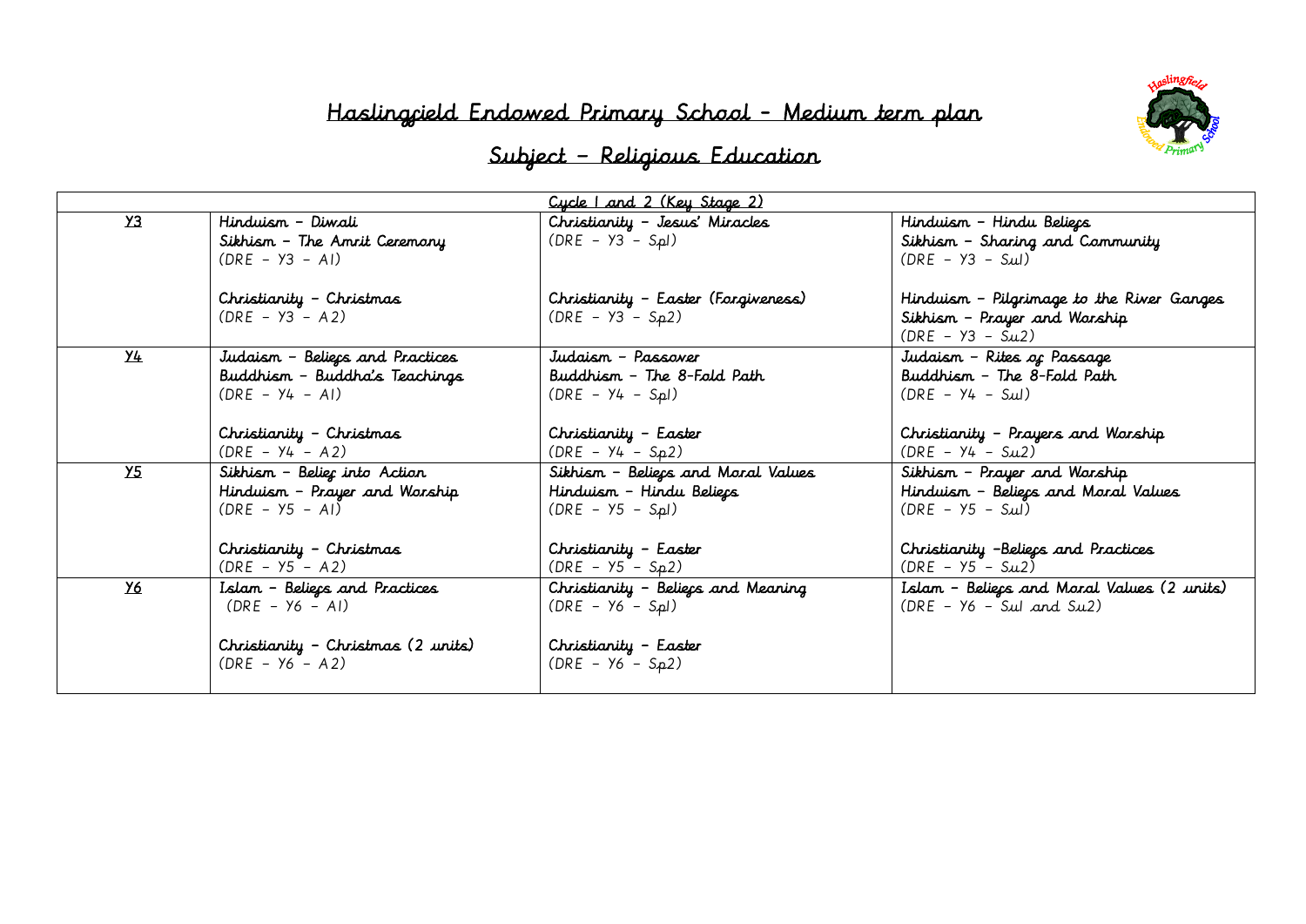# Haslingfield Endowed Primary School – Medium term plan

## Subject – Religious Education

| Cycle 1 and 2 (Key Stage 2) | | | |
|---|---|---|---|
| Y3 | Hinduism – Diwali<br>Sikhism – The Amrit Ceremony<br>(DRE – Y3 – A1)<br><br>Christianity – Christmas<br>(DRE – Y3 – A2) | Christianity – Jesus' Miracles<br>(DRE – Y3 – Sp1)<br><br>Christianity – Easter (Forgiveness)<br>(DRE – Y3 – Sp2) | Hinduism – Hindu Beliefs<br>Sikhism – Sharing and Community<br>(DRE – Y3 – Su1)<br><br>Hinduism – Pilgrimage to the River Ganges<br>Sikhism – Prayer and Worship<br>(DRE – Y3 – Su2) |
| Y4 | Judaism – Beliefs and Practices<br>Buddhism – Buddha's Teachings<br>(DRE – Y4 – A1)<br><br>Christianity – Christmas<br>(DRE – Y4 – A2) | Judaism – Passover<br>Buddhism – The 8-Fold Path<br>(DRE – Y4 – Sp1)<br><br>Christianity – Easter<br>(DRE – Y4 – Sp2) | Judaism – Rites of Passage<br>Buddhism – The 8-Fold Path<br>(DRE – Y4 – Su1)<br><br>Christianity – Prayers and Worship<br>(DRE – Y4 – Su2) |
| Y5 | Sikhism – Belief into Action<br>Hinduism – Prayer and Worship<br>(DRE – Y5 – A1)<br><br>Christianity – Christmas<br>(DRE – Y5 – A2) | Sikhism – Beliefs and Moral Values<br>Hinduism – Hindu Beliefs<br>(DRE – Y5 – Sp1)<br><br>Christianity – Easter<br>(DRE – Y5 – Sp2) | Sikhism – Prayer and Worship<br>Hinduism – Beliefs and Moral Values<br>(DRE – Y5 – Su1)<br><br>Christianity –Beliefs and Practices<br>(DRE – Y5 – Su2) |
| Y6 | Islam – Beliefs and Practices<br>(DRE – Y6 – A1)<br><br>Christianity – Christmas (2 units)<br>(DRE – Y6 – A2) | Christianity – Beliefs and Meaning<br>(DRE – Y6 – Sp1)<br><br>Christianity – Easter<br>(DRE – Y6 – Sp2) | Islam – Beliefs and Moral Values (2 units)<br>(DRE – Y6 – Su1 and Su2) |